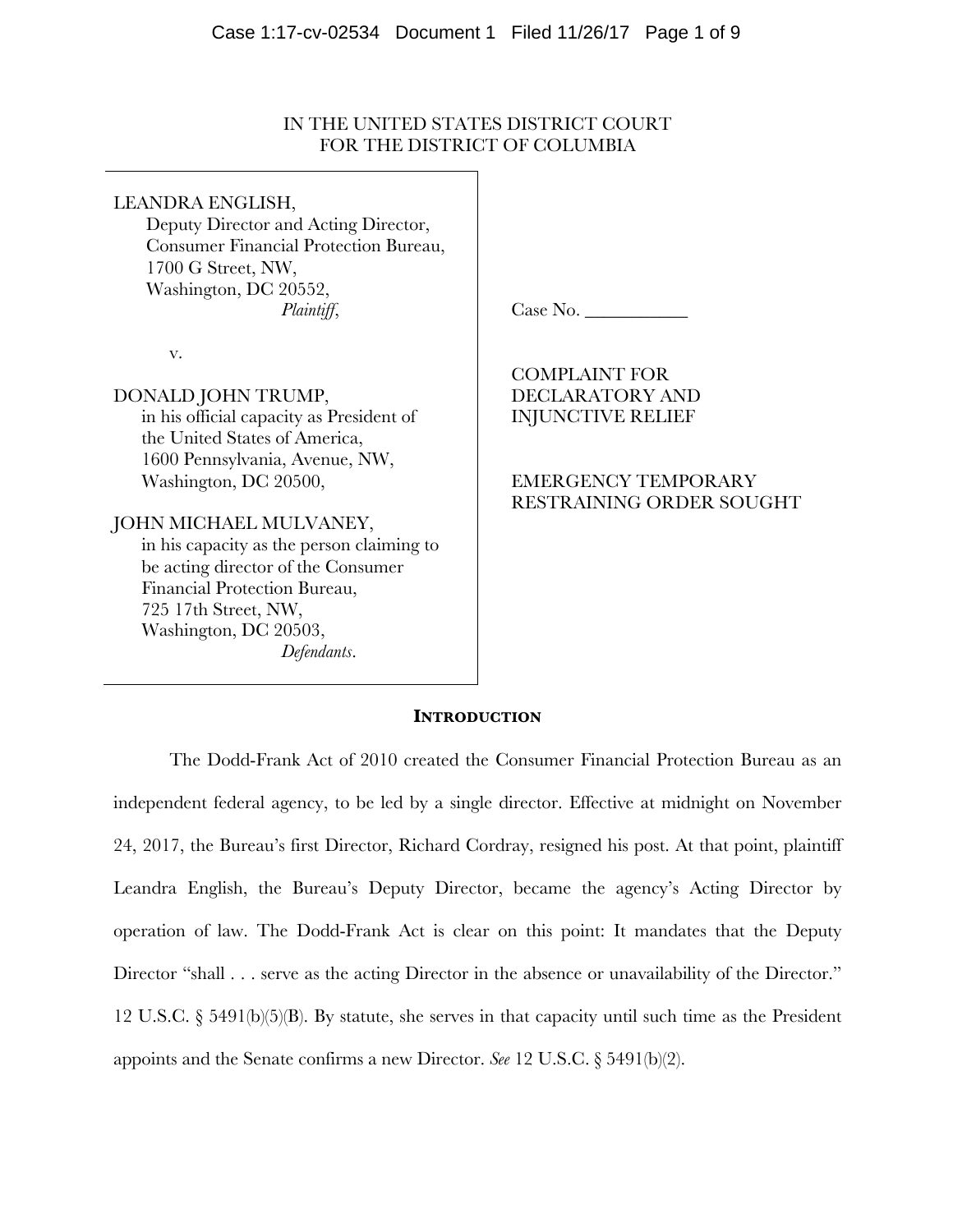IN THE UNITED STATES DISTRICT COURT
FOR THE DISTRICT OF COLUMBIA

LEANDRA ENGLISH,
Deputy Director and Acting Director,
Consumer Financial Protection Bureau,
1700 G Street, NW,
Washington, DC 20552,
*Plaintiff*,

v.

DONALD JOHN TRUMP,
in his official capacity as President of the United States of America,
1600 Pennsylvania, Avenue, NW,
Washington, DC 20500,

JOHN MICHAEL MULVANEY,
in his capacity as the person claiming to be acting director of the Consumer Financial Protection Bureau,
725 17th Street, NW,
Washington, DC 20503,
*Defendants*.

Case No. ___________

COMPLAINT FOR DECLARATORY AND INJUNCTIVE RELIEF

EMERGENCY TEMPORARY RESTRAINING ORDER SOUGHT

## **INTRODUCTION**

The Dodd-Frank Act of 2010 created the Consumer Financial Protection Bureau as an independent federal agency, to be led by a single director. Effective at midnight on November 24, 2017, the Bureau's first Director, Richard Cordray, resigned his post. At that point, plaintiff Leandra English, the Bureau's Deputy Director, became the agency's Acting Director by operation of law. The Dodd-Frank Act is clear on this point: It mandates that the Deputy Director "shall . . . serve as the acting Director in the absence or unavailability of the Director." 12 U.S.C. § 5491(b)(5)(B). By statute, she serves in that capacity until such time as the President appoints and the Senate confirms a new Director. *See* 12 U.S.C. § 5491(b)(2).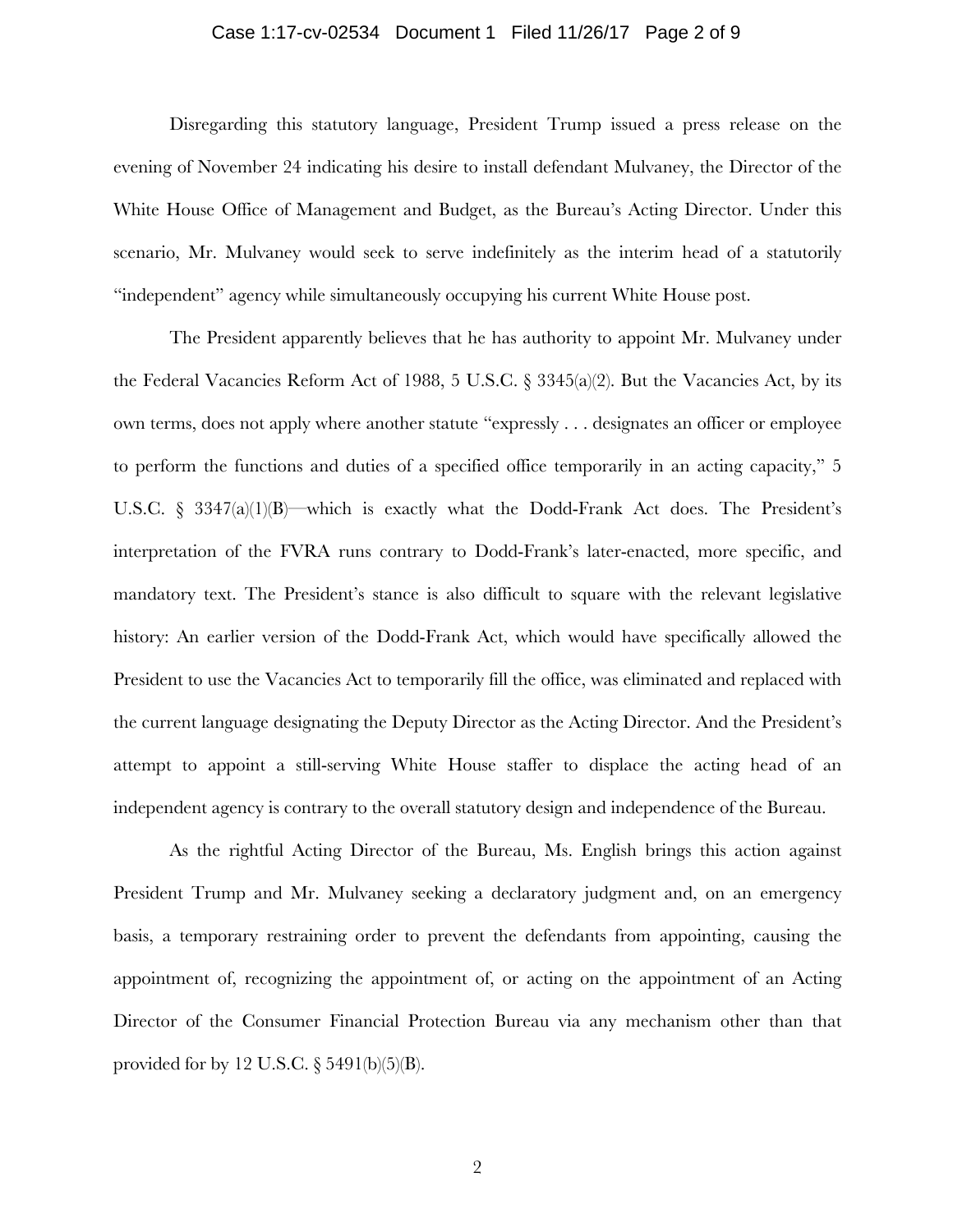Disregarding this statutory language, President Trump issued a press release on the evening of November 24 indicating his desire to install defendant Mulvaney, the Director of the White House Office of Management and Budget, as the Bureau's Acting Director. Under this scenario, Mr. Mulvaney would seek to serve indefinitely as the interim head of a statutorily "independent" agency while simultaneously occupying his current White House post.

The President apparently believes that he has authority to appoint Mr. Mulvaney under the Federal Vacancies Reform Act of 1988, 5 U.S.C. § 3345(a)(2). But the Vacancies Act, by its own terms, does not apply where another statute "expressly . . . designates an officer or employee to perform the functions and duties of a specified office temporarily in an acting capacity," 5 U.S.C. § 3347(a)(1)(B)—which is exactly what the Dodd-Frank Act does. The President's interpretation of the FVRA runs contrary to Dodd-Frank's later-enacted, more specific, and mandatory text. The President's stance is also difficult to square with the relevant legislative history: An earlier version of the Dodd-Frank Act, which would have specifically allowed the President to use the Vacancies Act to temporarily fill the office, was eliminated and replaced with the current language designating the Deputy Director as the Acting Director. And the President's attempt to appoint a still-serving White House staffer to displace the acting head of an independent agency is contrary to the overall statutory design and independence of the Bureau.

As the rightful Acting Director of the Bureau, Ms. English brings this action against President Trump and Mr. Mulvaney seeking a declaratory judgment and, on an emergency basis, a temporary restraining order to prevent the defendants from appointing, causing the appointment of, recognizing the appointment of, or acting on the appointment of an Acting Director of the Consumer Financial Protection Bureau via any mechanism other than that provided for by 12 U.S.C. § 5491(b)(5)(B).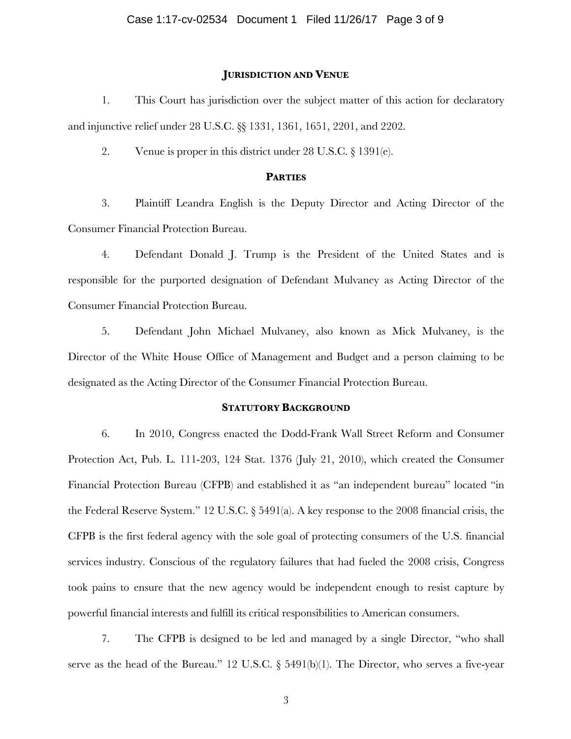## **JURISDICTION AND VENUE**

1. This Court has jurisdiction over the subject matter of this action for declaratory and injunctive relief under 28 U.S.C. §§ 1331, 1361, 1651, 2201, and 2202.

2. Venue is proper in this district under 28 U.S.C. § 1391(e).

## **PARTIES**

3. Plaintiff Leandra English is the Deputy Director and Acting Director of the Consumer Financial Protection Bureau.

4. Defendant Donald J. Trump is the President of the United States and is responsible for the purported designation of Defendant Mulvaney as Acting Director of the Consumer Financial Protection Bureau.

5. Defendant John Michael Mulvaney, also known as Mick Mulvaney, is the Director of the White House Office of Management and Budget and a person claiming to be designated as the Acting Director of the Consumer Financial Protection Bureau.

## **STATUTORY BACKGROUND**

6. In 2010, Congress enacted the Dodd-Frank Wall Street Reform and Consumer Protection Act, Pub. L. 111-203, 124 Stat. 1376 (July 21, 2010), which created the Consumer Financial Protection Bureau (CFPB) and established it as "an independent bureau" located "in the Federal Reserve System." 12 U.S.C. § 5491(a). A key response to the 2008 financial crisis, the CFPB is the first federal agency with the sole goal of protecting consumers of the U.S. financial services industry. Conscious of the regulatory failures that had fueled the 2008 crisis, Congress took pains to ensure that the new agency would be independent enough to resist capture by powerful financial interests and fulfill its critical responsibilities to American consumers.

7. The CFPB is designed to be led and managed by a single Director, "who shall serve as the head of the Bureau." 12 U.S.C. § 5491(b)(1). The Director, who serves a five-year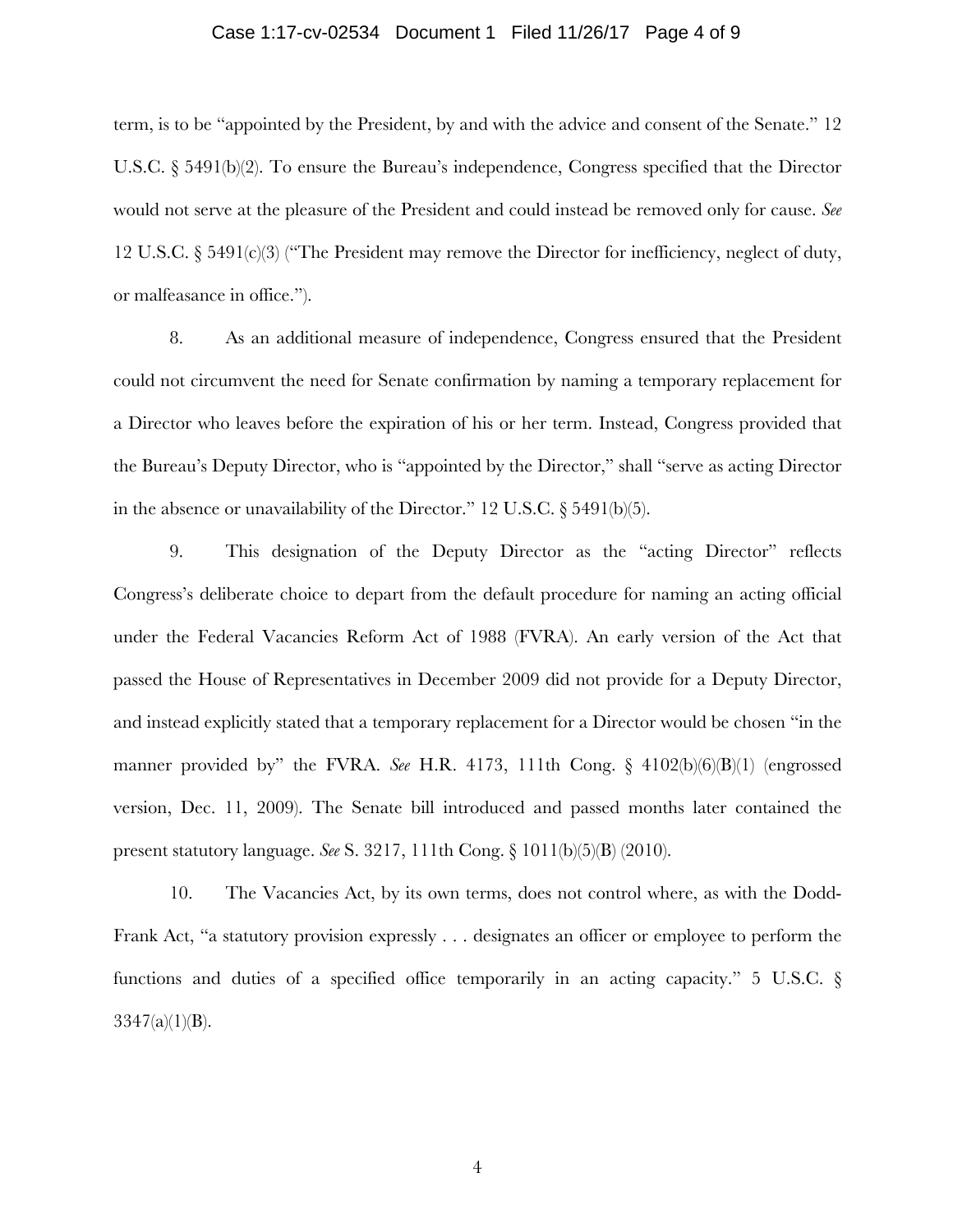term, is to be "appointed by the President, by and with the advice and consent of the Senate." 12 U.S.C. § 5491(b)(2). To ensure the Bureau's independence, Congress specified that the Director would not serve at the pleasure of the President and could instead be removed only for cause. *See* 12 U.S.C. § 5491(c)(3) ("The President may remove the Director for inefficiency, neglect of duty, or malfeasance in office.").

8. As an additional measure of independence, Congress ensured that the President could not circumvent the need for Senate confirmation by naming a temporary replacement for a Director who leaves before the expiration of his or her term. Instead, Congress provided that the Bureau's Deputy Director, who is "appointed by the Director," shall "serve as acting Director in the absence or unavailability of the Director." 12 U.S.C. § 5491(b)(5).

9. This designation of the Deputy Director as the "acting Director" reflects Congress's deliberate choice to depart from the default procedure for naming an acting official under the Federal Vacancies Reform Act of 1988 (FVRA). An early version of the Act that passed the House of Representatives in December 2009 did not provide for a Deputy Director, and instead explicitly stated that a temporary replacement for a Director would be chosen "in the manner provided by" the FVRA. *See* H.R. 4173, 111th Cong. § 4102(b)(6)(B)(1) (engrossed version, Dec. 11, 2009). The Senate bill introduced and passed months later contained the present statutory language. *See* S. 3217, 111th Cong. § 1011(b)(5)(B) (2010).

10. The Vacancies Act, by its own terms, does not control where, as with the Dodd-Frank Act, "a statutory provision expressly . . . designates an officer or employee to perform the functions and duties of a specified office temporarily in an acting capacity." 5 U.S.C. § 3347(a)(1)(B).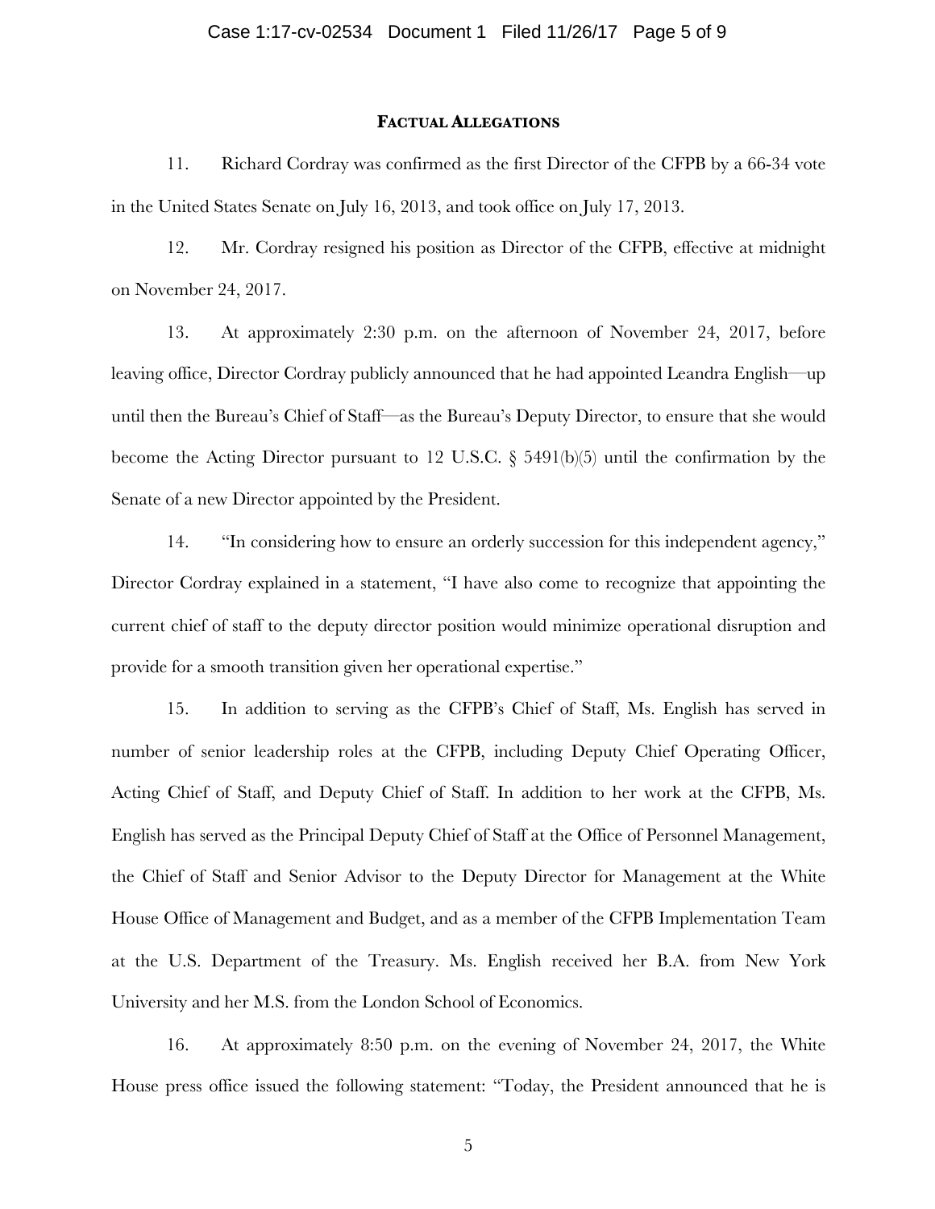## FACTUAL ALLEGATIONS

11. Richard Cordray was confirmed as the first Director of the CFPB by a 66-34 vote in the United States Senate on July 16, 2013, and took office on July 17, 2013.

12. Mr. Cordray resigned his position as Director of the CFPB, effective at midnight on November 24, 2017.

13. At approximately 2:30 p.m. on the afternoon of November 24, 2017, before leaving office, Director Cordray publicly announced that he had appointed Leandra English—up until then the Bureau's Chief of Staff—as the Bureau's Deputy Director, to ensure that she would become the Acting Director pursuant to 12 U.S.C. § 5491(b)(5) until the confirmation by the Senate of a new Director appointed by the President.

14. "In considering how to ensure an orderly succession for this independent agency," Director Cordray explained in a statement, "I have also come to recognize that appointing the current chief of staff to the deputy director position would minimize operational disruption and provide for a smooth transition given her operational expertise."

15. In addition to serving as the CFPB's Chief of Staff, Ms. English has served in number of senior leadership roles at the CFPB, including Deputy Chief Operating Officer, Acting Chief of Staff, and Deputy Chief of Staff. In addition to her work at the CFPB, Ms. English has served as the Principal Deputy Chief of Staff at the Office of Personnel Management, the Chief of Staff and Senior Advisor to the Deputy Director for Management at the White House Office of Management and Budget, and as a member of the CFPB Implementation Team at the U.S. Department of the Treasury. Ms. English received her B.A. from New York University and her M.S. from the London School of Economics.

16. At approximately 8:50 p.m. on the evening of November 24, 2017, the White House press office issued the following statement: "Today, the President announced that he is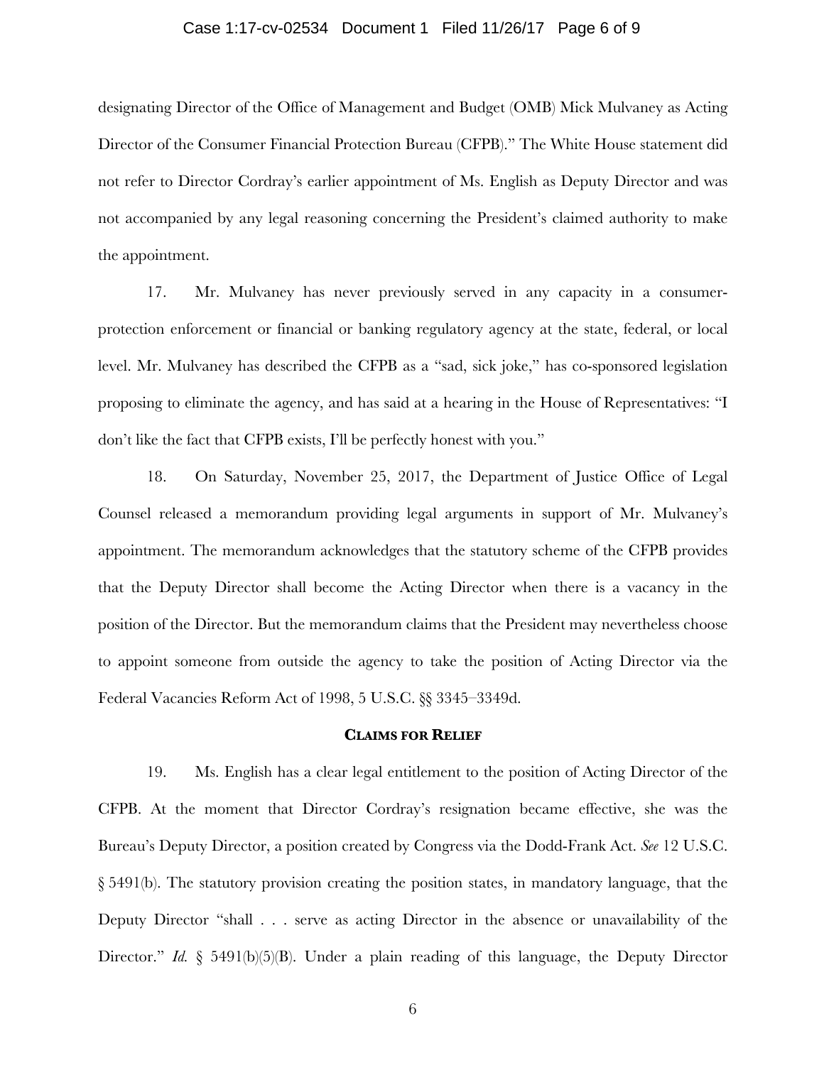designating Director of the Office of Management and Budget (OMB) Mick Mulvaney as Acting Director of the Consumer Financial Protection Bureau (CFPB)." The White House statement did not refer to Director Cordray's earlier appointment of Ms. English as Deputy Director and was not accompanied by any legal reasoning concerning the President's claimed authority to make the appointment.

17. Mr. Mulvaney has never previously served in any capacity in a consumer-protection enforcement or financial or banking regulatory agency at the state, federal, or local level. Mr. Mulvaney has described the CFPB as a "sad, sick joke," has co-sponsored legislation proposing to eliminate the agency, and has said at a hearing in the House of Representatives: "I don't like the fact that CFPB exists, I'll be perfectly honest with you."

18. On Saturday, November 25, 2017, the Department of Justice Office of Legal Counsel released a memorandum providing legal arguments in support of Mr. Mulvaney's appointment. The memorandum acknowledges that the statutory scheme of the CFPB provides that the Deputy Director shall become the Acting Director when there is a vacancy in the position of the Director. But the memorandum claims that the President may nevertheless choose to appoint someone from outside the agency to take the position of Acting Director via the Federal Vacancies Reform Act of 1998, 5 U.S.C. §§ 3345–3349d.

## CLAIMS FOR RELIEF

19. Ms. English has a clear legal entitlement to the position of Acting Director of the CFPB. At the moment that Director Cordray's resignation became effective, she was the Bureau's Deputy Director, a position created by Congress via the Dodd-Frank Act. *See* 12 U.S.C. § 5491(b). The statutory provision creating the position states, in mandatory language, that the Deputy Director "shall . . . serve as acting Director in the absence or unavailability of the Director." *Id.* § 5491(b)(5)(B). Under a plain reading of this language, the Deputy Director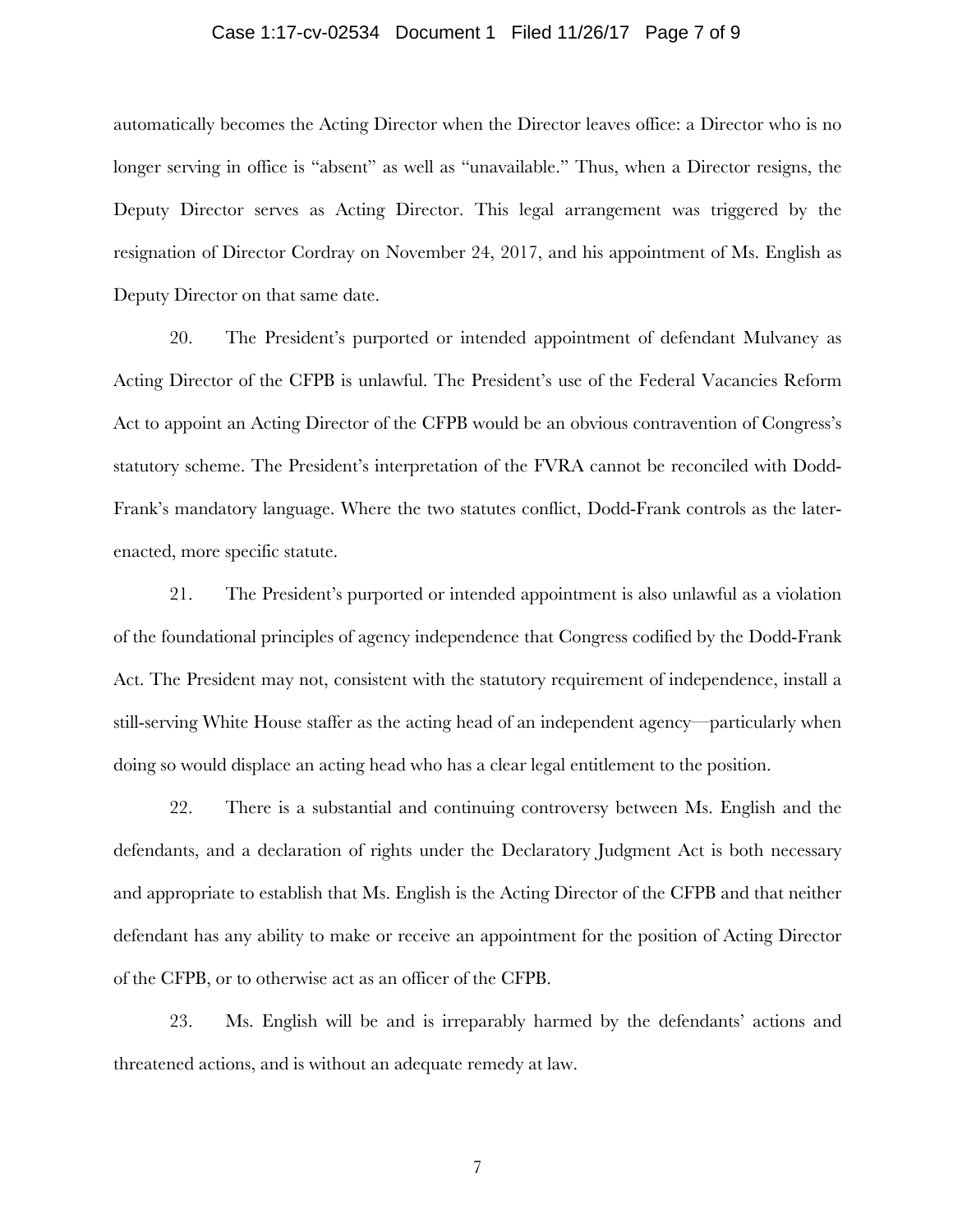automatically becomes the Acting Director when the Director leaves office: a Director who is no longer serving in office is "absent" as well as "unavailable." Thus, when a Director resigns, the Deputy Director serves as Acting Director. This legal arrangement was triggered by the resignation of Director Cordray on November 24, 2017, and his appointment of Ms. English as Deputy Director on that same date.

20. The President's purported or intended appointment of defendant Mulvaney as Acting Director of the CFPB is unlawful. The President's use of the Federal Vacancies Reform Act to appoint an Acting Director of the CFPB would be an obvious contravention of Congress's statutory scheme. The President's interpretation of the FVRA cannot be reconciled with Dodd-Frank's mandatory language. Where the two statutes conflict, Dodd-Frank controls as the later-enacted, more specific statute.

21. The President's purported or intended appointment is also unlawful as a violation of the foundational principles of agency independence that Congress codified by the Dodd-Frank Act. The President may not, consistent with the statutory requirement of independence, install a still-serving White House staffer as the acting head of an independent agency—particularly when doing so would displace an acting head who has a clear legal entitlement to the position.

22. There is a substantial and continuing controversy between Ms. English and the defendants, and a declaration of rights under the Declaratory Judgment Act is both necessary and appropriate to establish that Ms. English is the Acting Director of the CFPB and that neither defendant has any ability to make or receive an appointment for the position of Acting Director of the CFPB, or to otherwise act as an officer of the CFPB.

23. Ms. English will be and is irreparably harmed by the defendants' actions and threatened actions, and is without an adequate remedy at law.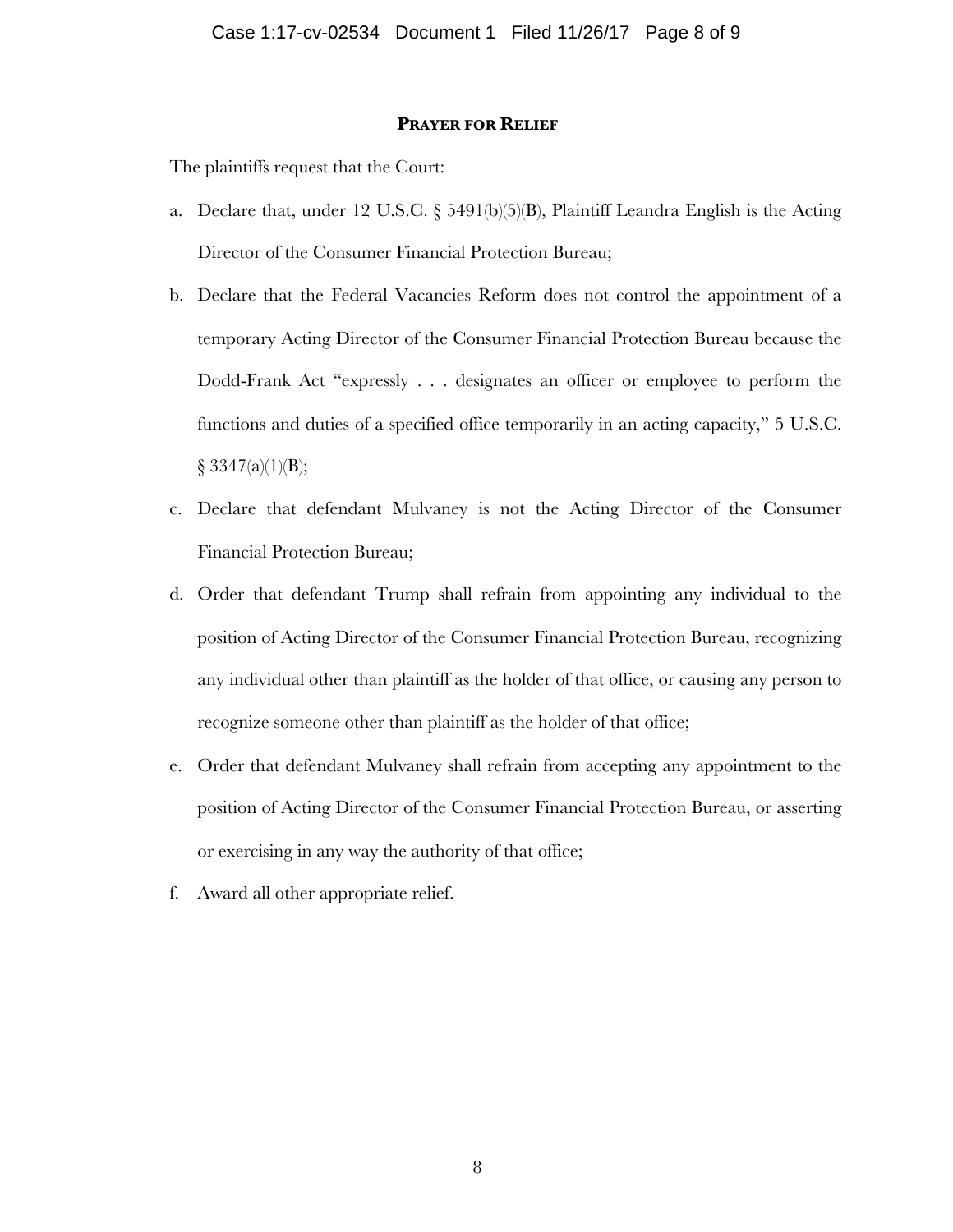## PRAYER FOR RELIEF

The plaintiffs request that the Court:

a. Declare that, under 12 U.S.C. § 5491(b)(5)(B), Plaintiff Leandra English is the Acting Director of the Consumer Financial Protection Bureau;

b. Declare that the Federal Vacancies Reform does not control the appointment of a temporary Acting Director of the Consumer Financial Protection Bureau because the Dodd-Frank Act "expressly . . . designates an officer or employee to perform the functions and duties of a specified office temporarily in an acting capacity," 5 U.S.C. § 3347(a)(1)(B);

c. Declare that defendant Mulvaney is not the Acting Director of the Consumer Financial Protection Bureau;

d. Order that defendant Trump shall refrain from appointing any individual to the position of Acting Director of the Consumer Financial Protection Bureau, recognizing any individual other than plaintiff as the holder of that office, or causing any person to recognize someone other than plaintiff as the holder of that office;

e. Order that defendant Mulvaney shall refrain from accepting any appointment to the position of Acting Director of the Consumer Financial Protection Bureau, or asserting or exercising in any way the authority of that office;

f. Award all other appropriate relief.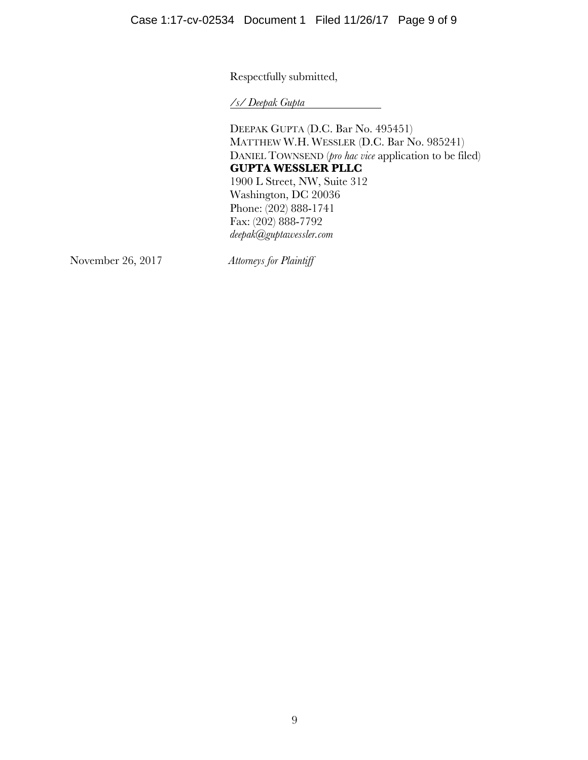Respectfully submitted,

*/s/ Deepak Gupta*

DEEPAK GUPTA (D.C. Bar No. 495451)
MATTHEW W.H. WESSLER (D.C. Bar No. 985241)
DANIEL TOWNSEND (*pro hac vice* application to be filed)
**GUPTA WESSLER PLLC**
1900 L Street, NW, Suite 312
Washington, DC 20036
Phone: (202) 888-1741
Fax: (202) 888-7792
*deepak@guptawessler.com*

November 26, 2017

*Attorneys for Plaintiff*